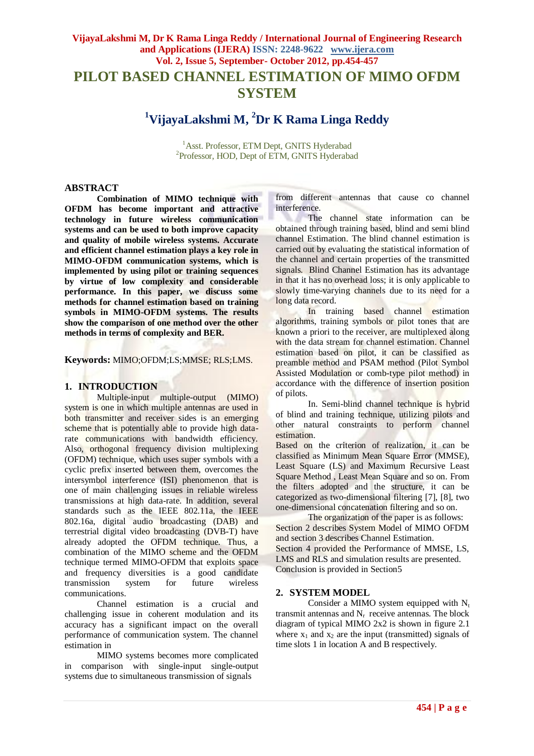# PILOT BASED CHANNEL ESTIMATION OF MIMO OFDM SYSTEM

## [1]VijayaLakshmi M, [2]Dr K Rama Linga Reddy

[1]Asst. Professor, ETM Dept, GNITS Hyderabad
[2]Professor, HOD, Dept of ETM, GNITS Hyderabad

## ABSTRACT

**Combination of MIMO technique with OFDM has become important and attractive technology in future wireless communication systems and can be used to both improve capacity and quality of mobile wireless systems. Accurate and efficient channel estimation plays a key role in MIMO-OFDM communication systems, which is implemented by using pilot or training sequences by virtue of low complexity and considerable performance. In this paper, we discuss some methods for channel estimation based on training symbols in MIMO-OFDM systems. The results show the comparison of one method over the other methods in terms of complexity and BER.**

**Keywords:** MIMO;OFDM;LS;MMSE; RLS;LMS.

## 1. INTRODUCTION

Multiple-input multiple-output (MIMO) system is one in which multiple antennas are used in both transmitter and receiver sides is an emerging scheme that is potentially able to provide high data-rate communications with bandwidth efficiency. Also, orthogonal frequency division multiplexing (OFDM) technique, which uses super symbols with a cyclic prefix inserted between them, overcomes the intersymbol interference (ISI) phenomenon that is one of main challenging issues in reliable wireless transmissions at high data-rate. In addition, several standards such as the IEEE 802.11a, the IEEE 802.16a, digital audio broadcasting (DAB) and terrestrial digital video broadcasting (DVB-T) have already adopted the OFDM technique. Thus, a combination of the MIMO scheme and the OFDM technique termed MIMO-OFDM that exploits space and frequency diversities is a good candidate transmission system for future wireless communications.

Channel estimation is a crucial and challenging issue in coherent modulation and its accuracy has a significant impact on the overall performance of communication system. The channel estimation in

MIMO systems becomes more complicated in comparison with single-input single-output systems due to simultaneous transmission of signals from different antennas that cause co channel interference.

The channel state information can be obtained through training based, blind and semi blind channel Estimation. The blind channel estimation is carried out by evaluating the statistical information of the channel and certain properties of the transmitted signals. Blind Channel Estimation has its advantage in that it has no overhead loss; it is only applicable to slowly time-varying channels due to its need for a long data record.

In training based channel estimation algorithms, training symbols or pilot tones that are known a priori to the receiver, are multiplexed along with the data stream for channel estimation. Channel estimation based on pilot, it can be classified as preamble method and PSAM method (Pilot Symbol Assisted Modulation or comb-type pilot method) in accordance with the difference of insertion position of pilots.

In. Semi-blind channel technique is hybrid of blind and training technique, utilizing pilots and other natural constraints to perform channel estimation.

Based on the criterion of realization, it can be classified as Minimum Mean Square Error (MMSE), Least Square (LS) and Maximum Recursive Least Square Method , Least Mean Square and so on. From the filters adopted and the structure, it can be categorized as two-dimensional filtering [7], [8], two one-dimensional concatenation filtering and so on.

The organization of the paper is as follows: Section 2 describes System Model of MIMO OFDM and section 3 describes Channel Estimation.
Section 4 provided the Performance of MMSE, LS, LMS and RLS and simulation results are presented.
Conclusion is provided in Section5

## 2. SYSTEM MODEL

Consider a MIMO system equipped with $N_t$ transmit antennas and $N_r$ receive antennas. The block diagram of typical MIMO 2x2 is shown in figure 2.1 where $x_1$ and $x_2$ are the input (transmitted) signals of time slots 1 in location A and B respectively.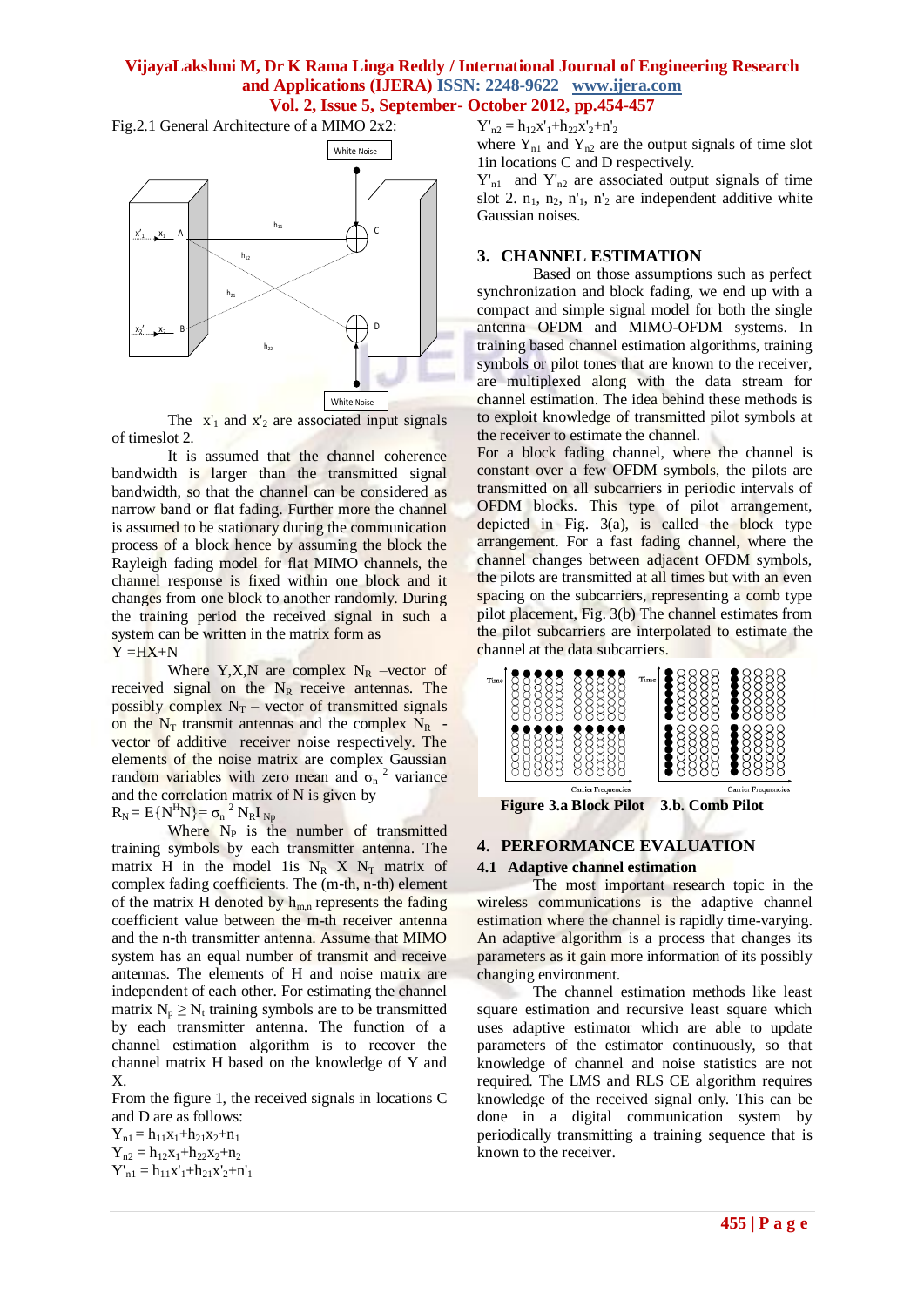Fig.2.1 General Architecture of a MIMO 2x2:

The $x'_1$ and $x'_2$ are associated input signals of timeslot 2.

It is assumed that the channel coherence bandwidth is larger than the transmitted signal bandwidth, so that the channel can be considered as narrow band or flat fading. Further more the channel is assumed to be stationary during the communication process of a block hence by assuming the block fading Rayleigh fading model for flat MIMO channels, the channel response is fixed within one block and it changes from one block to another randomly. During the training period the received signal in such a system can be written in the matrix form as

$Y = HX+N$

Where Y,X,N are complex $N_R$ –vector of received signal on the $N_R$ receive antennas. The possibly complex $N_T$ – vector of transmitted signals on the $N_T$ transmit antennas and the complex $N_R$ - vector of additive receiver noise respectively. The elements of the noise matrix are complex Gaussian random variables with zero mean and $\sigma_n{}^2$ variance and the correlation matrix of N is given by

$R_N = E\{N^H N\} = \sigma_n{}^2 N_R I_{N_p}$

Where $N_P$ is the number of transmitted training symbols by each transmitter antenna. The matrix H in the model 1is $N_R$ X $N_T$ matrix of complex fading coefficients. The (m-th, n-th) element of the matrix H denoted by $h_{m,n}$ represents the fading coefficient value between the m-th receiver antenna and the n-th transmitter antenna. Assume that MIMO system has an equal number of transmit and receive antennas. The elements of H and noise matrix are independent of each other. For estimating the channel matrix $N_p \geq N_t$ training symbols are to be transmitted by each transmitter antenna. The function of a channel estimation algorithm is to recover the channel matrix H based on the knowledge of Y and X.

From the figure 1, the received signals in locations C and D are as follows:

$Y_{n1} = h_{11}x_1+h_{21}x_2+n_1$

$Y_{n2} = h_{12}x_1+h_{22}x_2+n_2$

$Y'_{n1} = h_{11}x'_1+h_{21}x'_2+n'_1$

$Y'_{n2} = h_{12}x'_1+h_{22}x'_2+n'_2$

where $Y_{n1}$ and $Y_{n2}$ are the output signals of time slot 1in locations C and D respectively.

$Y'_{n1}$ and $Y'_{n2}$ are associated output signals of time slot 2. $n_1$, $n_2$, $n'_1$, $n'_2$ are independent additive white Gaussian noises.

## 3. CHANNEL ESTIMATION

Based on those assumptions such as perfect synchronization and block fading, we end up with a compact and simple signal model for both the single antenna OFDM and MIMO-OFDM systems. In training based channel estimation algorithms, training symbols or pilot tones that are known to the receiver, are multiplexed along with the data stream for channel estimation. The idea behind these methods is to exploit knowledge of transmitted pilot symbols at the receiver to estimate the channel.

For a block fading channel, where the channel is constant over a few OFDM symbols, the pilots are transmitted on all subcarriers in periodic intervals of OFDM blocks. This type of pilot arrangement, depicted in Fig. 3(a), is called the block type arrangement. For a fast fading channel, where the channel changes between adjacent OFDM symbols, the pilots are transmitted at all times but with an even spacing on the subcarriers, representing a comb type pilot placement, Fig. 3(b) The channel estimates from the pilot subcarriers are interpolated to estimate the channel at the data subcarriers.

**Figure 3.a Block Pilot 3.b. Comb Pilot**

## 4. PERFORMANCE EVALUATION

### 4.1 Adaptive channel estimation

The most important research topic in the wireless communications is the adaptive channel estimation where the channel is rapidly time-varying. An adaptive algorithm is a process that changes its parameters as it gain more information of its possibly changing environment.

The channel estimation methods like least square estimation and recursive least square which uses adaptive estimator which are able to update parameters of the estimator continuously, so that knowledge of channel and noise statistics are not required. The LMS and RLS CE algorithm requires knowledge of the received signal only. This can be done in a digital communication system by periodically transmitting a training sequence that is known to the receiver.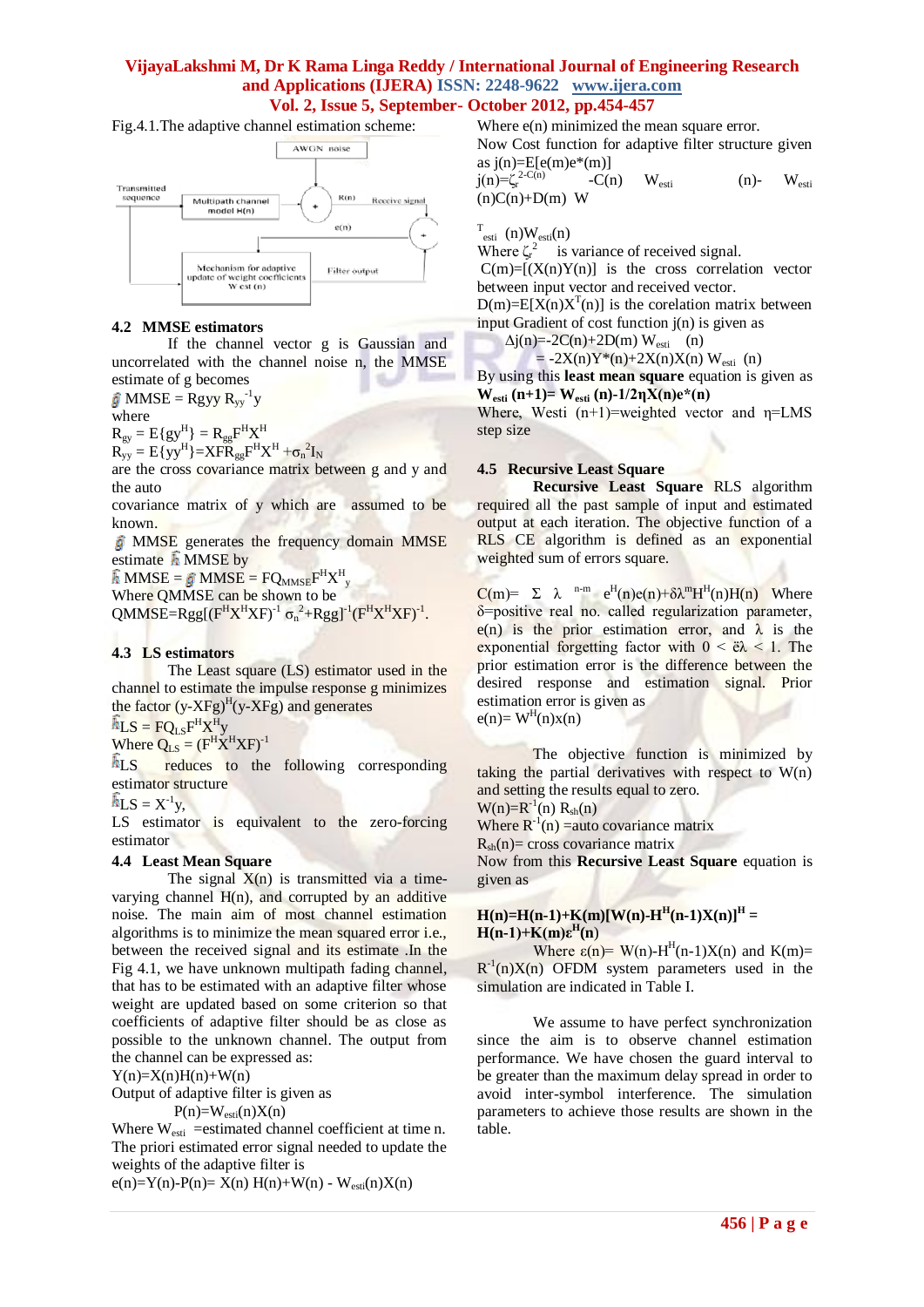Fig.4.1.The adaptive channel estimation scheme:

## 4.2 MMSE estimators

If the channel vector g is Gaussian and uncorrelated with the channel noise n, the MMSE estimate of g becomes

$\hat{g}$ MMSE = Rgyy $R_{yy}^{-1}$y

where

$R_{gy} = E\{gy^H\} = R_{gg}F^HX^H$

$R_{yy} = E\{yy^H\}=XFR_{gg}F^HX^H + \sigma_n^2 I_N$

are the cross covariance matrix between g and y and the auto covariance matrix of y which are assumed to be known.

$\hat{g}$ MMSE generates the frequency domain MMSE estimate $\hat{h}$ MMSE by

$\hat{h}$ MMSE = $\hat{g}$ MMSE = $FQ_{MMSE}F^HX^H{}_y$

Where QMMSE can be shown to be

$QMMSE=Rgg[(F^HX^HXF)^{-1}\ \sigma_n^2+Rgg]^{-1}(F^HX^HXF)^{-1}$.

## 4.3 LS estimators

The Least square (LS) estimator used in the channel to estimate the impulse response g minimizes the factor $(y-XFg)^H(y-XFg)$ and generates

$\hat{h}LS = FQ_{LS}F^HX^Hy$

Where $Q_{LS} = (F^HX^HXF)^{-1}$

$\hat{h}$LS reduces to the following corresponding estimator structure

$\hat{h}LS = X^{-1}y$,

LS estimator is equivalent to the zero-forcing estimator

## 4.4 Least Mean Square

The signal X(n) is transmitted via a time-varying channel H(n), and corrupted by an additive noise. The main aim of most channel estimation algorithms is to minimize the mean squared error i.e., between the received signal and its estimate .In the Fig 4.1, we have unknown multipath fading channel, that has to be estimated with an adaptive filter whose weight are updated based on some criterion so that coefficients of adaptive filter should be as close as possible to the unknown channel. The output from the channel can be expressed as:

Y(n)=X(n)H(n)+W(n)

Output of adaptive filter is given as

$P(n)=W_{esti}(n)X(n)$

Where $W_{esti}$ =estimated channel coefficient at time n.

The priori estimated error signal needed to update the weights of the adaptive filter is

$e(n)=Y(n)-P(n)= X(n)\ H(n)+W(n) - W_{esti}(n)X(n)$

Where e(n) minimized the mean square error.

Now Cost function for adaptive filter structure given as j(n)=E[e(m)e*(m)]

$j(n)=\zeta_r^{2\text{-}C(n)}\ \ \text{-}C(n)\ \ W_{esti}\ \ (n)\text{-}\ \ W_{esti}(n)C(n)\text{+}D(m)\ \ W^T_{esti}\ (n)W_{esti}(n)$

Where $\zeta_r^2$ is variance of received signal.

C(m)=[(X(n)Y(n)] is the cross correlation vector between input vector and received vector.

$D(m)=E[X(n)X^T(n)]$ is the corelation matrix between input Gradient of cost function j(n) is given as

$\Delta j(n) = -2C(n)+2D(m)\ W_{esti}\ \ (n)$

$= -2X(n)Y^*(n)+2X(n)X(n)\ W_{esti}\ \ (n)$

By using this **least mean square** equation is given as

**$W_{esti}$ (n+1)= $W_{esti}$ (n)-1/2ηX(n)e*(n)**

Where, Westi (n+1)=weighted vector and η=LMS step size

## 4.5 Recursive Least Square

**Recursive Least Square** RLS algorithm required all the past sample of input and estimated output at each iteration. The objective function of a RLS CE algorithm is defined as an exponential weighted sum of errors square.

$C(m)= \ \Sigma\ \ \lambda\ \ ^{n-m}\ \ e^H(n)e(n)+\delta\lambda^m H^H(n)H(n)$ Where δ=positive real no. called regularization parameter, e(n) is the prior estimation error, and λ is the exponential forgetting factor with 0 < ëλ < 1. The prior estimation error is the difference between the desired response and estimation signal. Prior estimation error is given as

$e(n)= W^H(n)x(n)$

The objective function is minimized by taking the partial derivatives with respect to W(n) and setting the results equal to zero.

$W(n)=R^{-1}(n)\ R_{sh}(n)$

Where $R^{-1}(n)$ =auto covariance matrix

$R_{sh}(n)$= cross covariance matrix

Now from this **Recursive Least Square** equation is given as

**$H(n)=H(n\text{-}1)+K(m)[W(n)\text{-}H^H(n\text{-}1)X(n)]^H = H(n\text{-}1)+K(m)\varepsilon^H(n)$**

Where $\varepsilon(n)= W(n)\text{-}H^H(n\text{-}1)X(n)$ and $K(m)= R^{-1}(n)X(n)$ OFDM system parameters used in the simulation are indicated in Table I.

We assume to have perfect synchronization since the aim is to observe channel estimation performance. We have chosen the guard interval to be greater than the maximum delay spread in order to avoid inter-symbol interference. The simulation parameters to achieve those results are shown in the table.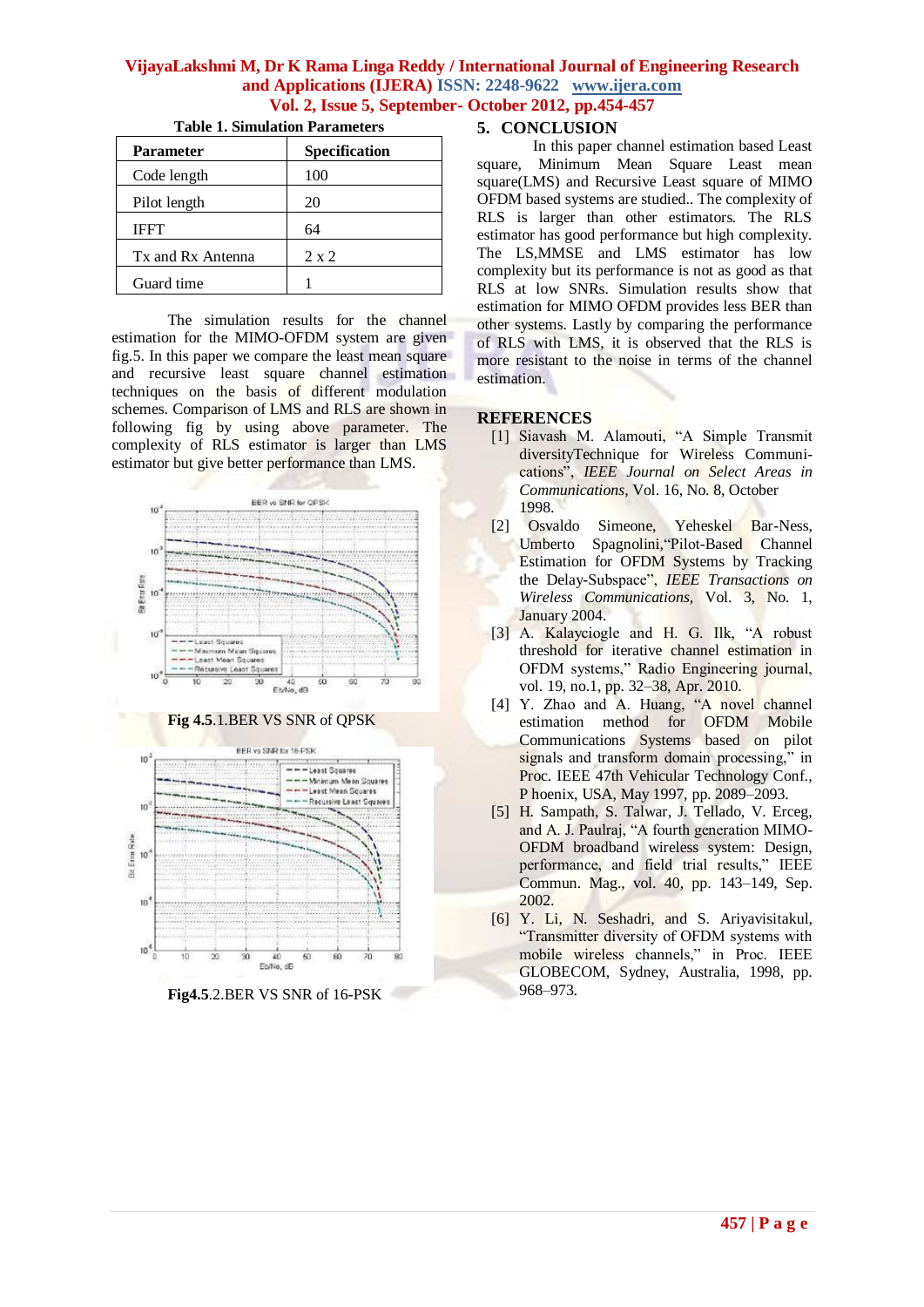Table 1. Simulation Parameters

| Parameter | Specification |
| --- | --- |
| Code length | 100 |
| Pilot length | 20 |
| IFFT | 64 |
| Tx and Rx Antenna | 2 x 2 |
| Guard time | 1 |

The simulation results for the channel estimation for the MIMO-OFDM system are given fig.5. In this paper we compare the least mean square and recursive least square channel estimation techniques on the basis of different modulation schemes. Comparison of LMS and RLS are shown in following fig by using above parameter. The complexity of RLS estimator is larger than LMS estimator but give better performance than LMS.

BER vs SNR for QPSK

Bit Error Rate

Eb/No, dB

Least Squares
Minimum Mean Squares
Least Mean Squares
Recursive Least Squares

**Fig 4.5**.1.BER VS SNR of QPSK

BER vs SNR for 16-PSK

Bit Error Rate

Eb/No, dB

Least Squares
Minimum Mean Squares
Least Mean Squares
Recursive Least Squares

**Fig4.5**.2.BER VS SNR of 16-PSK

## 5. CONCLUSION

In this paper channel estimation based Least square, Minimum Mean Square Least mean square(LMS) and Recursive Least square of MIMO OFDM based systems are studied.. The complexity of RLS is larger than other estimators. The RLS estimator has good performance but high complexity. The LS,MMSE and LMS estimator has low complexity but its performance is not as good as that RLS at low SNRs. Simulation results show that estimation for MIMO OFDM provides less BER than other systems. Lastly by comparing the performance of RLS with LMS, it is observed that the RLS is more resistant to the noise in terms of the channel estimation.

## REFERENCES

[1] Siavash M. Alamouti, "A Simple Transmit diversityTechnique for Wireless Communi-cations", *IEEE Journal on Select Areas in Communications*, Vol. 16, No. 8, October 1998.

[2] Osvaldo Simeone, Yeheskel Bar-Ness, Umberto Spagnolini,"Pilot-Based Channel Estimation for OFDM Systems by Tracking the Delay-Subspace", *IEEE Transactions on Wireless Communications*, Vol. 3, No. 1, January 2004.

[3] A. Kalaycioglu and H. G. Ilk, "A robust threshold for iterative channel estimation in OFDM systems," Radio Engineering journal, vol. 19, no.1, pp. 32–38, Apr. 2010.

[4] Y. Zhao and A. Huang, "A novel channel estimation method for OFDM Mobile Communications Systems based on pilot signals and transform domain processing," in Proc. IEEE 47th Vehicular Technology Conf., P hoenix, USA, May 1997, pp. 2089–2093.

[5] H. Sampath, S. Talwar, J. Tellado, V. Erceg, and A. J. Paulraj, "A fourth generation MIMO-OFDM broadband wireless system: Design, performance, and field trial results," IEEE Commun. Mag., vol. 40, pp. 143–149, Sep. 2002.

[6] Y. Li, N. Seshadri, and S. Ariyavisitakul, "Transmitter diversity of OFDM systems with mobile wireless channels," in Proc. IEEE GLOBECOM, Sydney, Australia, 1998, pp. 968–973.